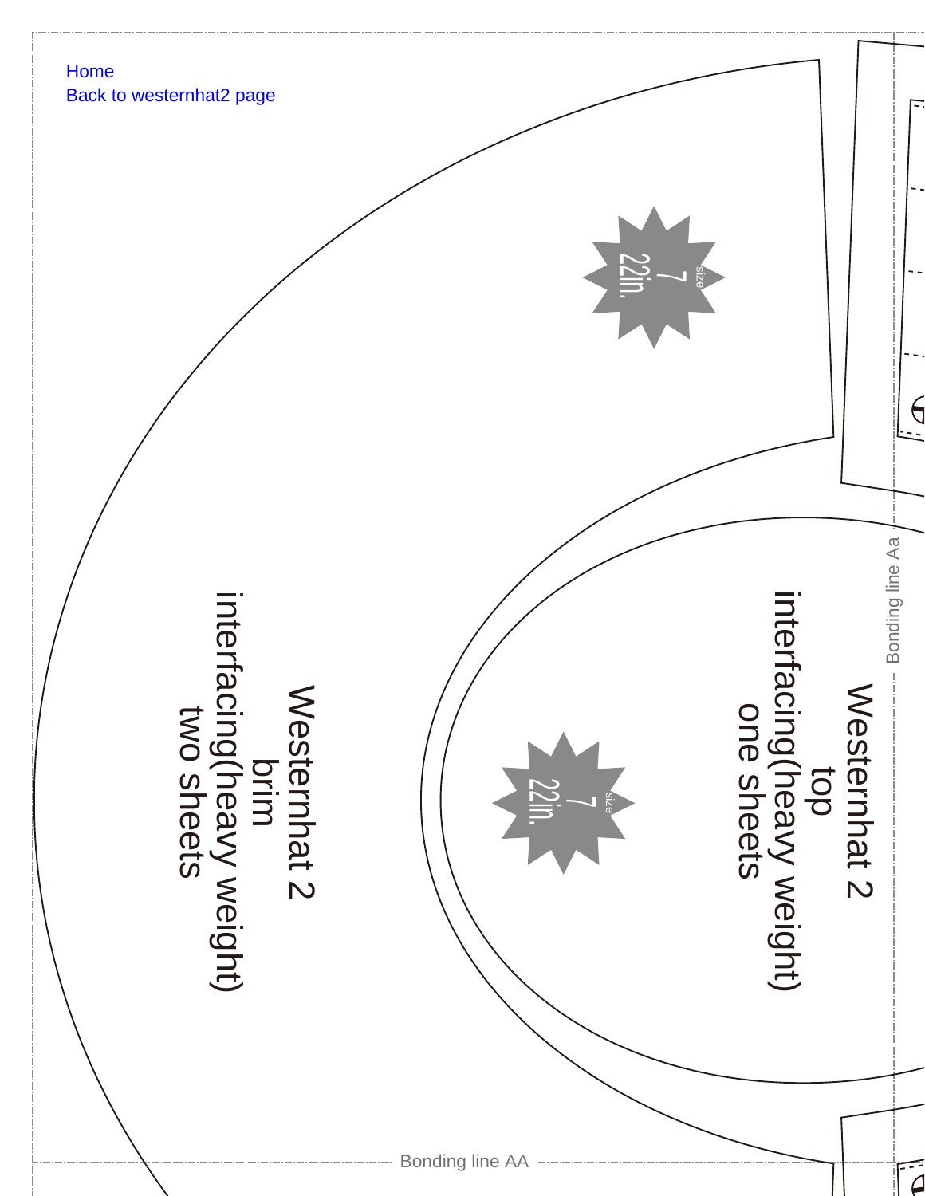Home
Back to westernhat2 page

size
7
22in.

Westernhat 2
brim
interfacing(heavy weight)
two sheets

size
7
22in.

Westernhat 2
top
interfacing(heavy weight)
one sheets

Bonding line Aa

Bonding line AA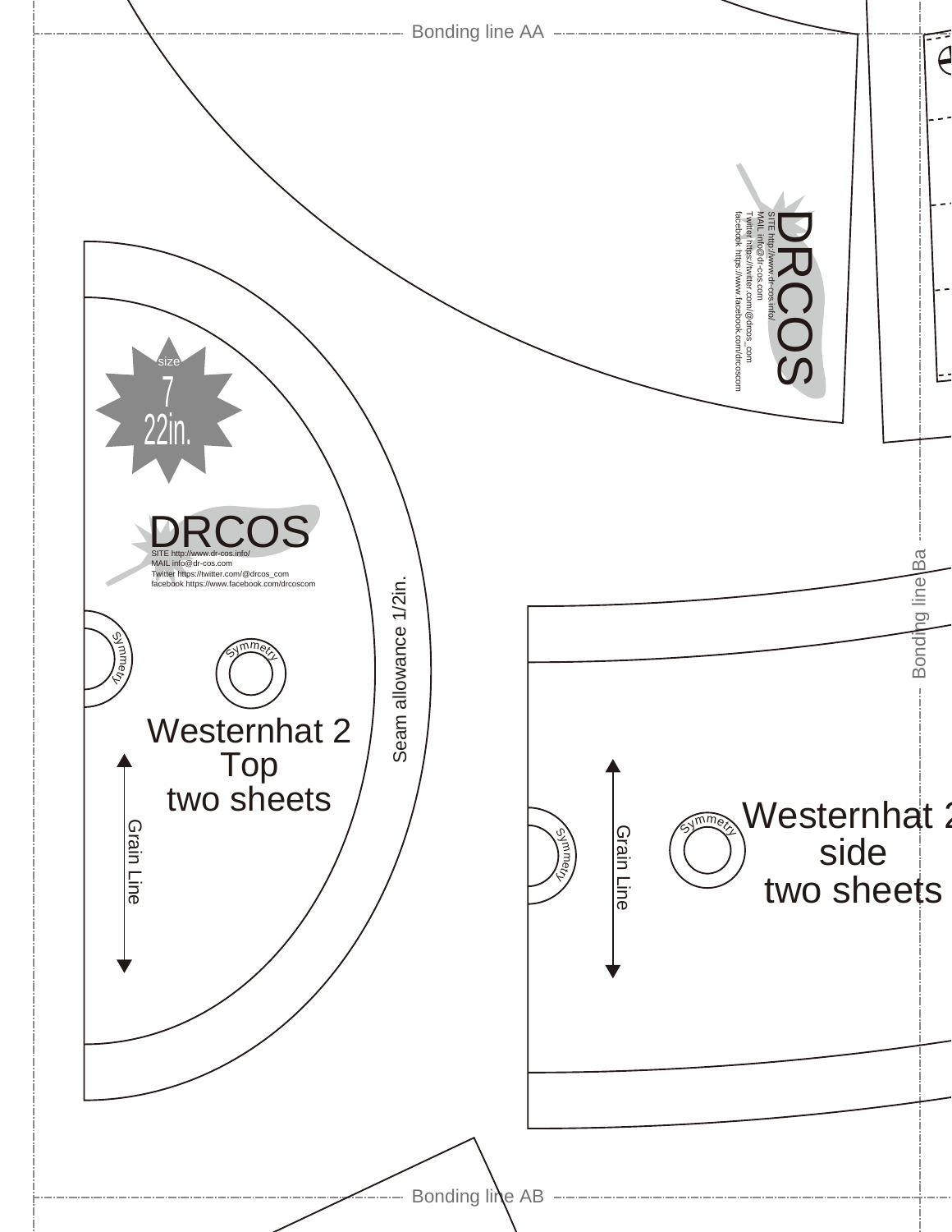Bonding line AA

DRCOS

SITE http://www.dr-cos.info/
MAIL info@dr-cos.com
Twitter https://twitter.com/@drcos_com
facebook https://www.facebook.com/drcoscom

size
7
22in.

DRCOS

SITE http://www.dr-cos.info/
MAIL info@dr-cos.com
Twitter https://twitter.com/@drcos_com
facebook https://www.facebook.com/drcoscom

Symmetry

Symmetry

Westernhat 2
Top
two sheets

Seam allowance 1/2in.

Grain Line

Bonding line Ba

Symmetry

Grain Line

Symmetry

Westernhat 2
side
two sheets

Bonding line AB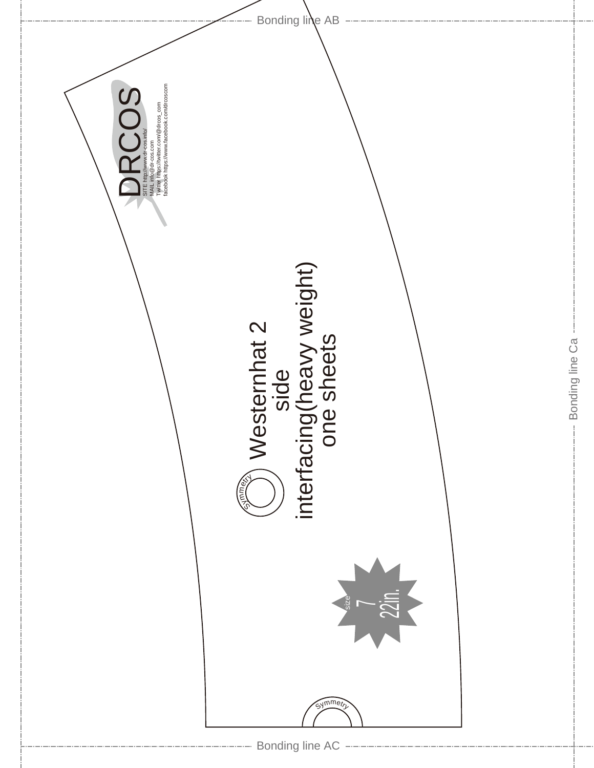Bonding line AB

DRCOS

SITE http://www.dr-cos.info/
MAIL info@dr-cos.com
Twitter https://twitter.com/@drcos_com
facebook https://www.facebook.com/drcoscom

Westernhat 2
side
interfacing(heavy weight)
one sheets

Symmetry

size
7
22in.

Symmetry

Bonding line Ca

Bonding line AC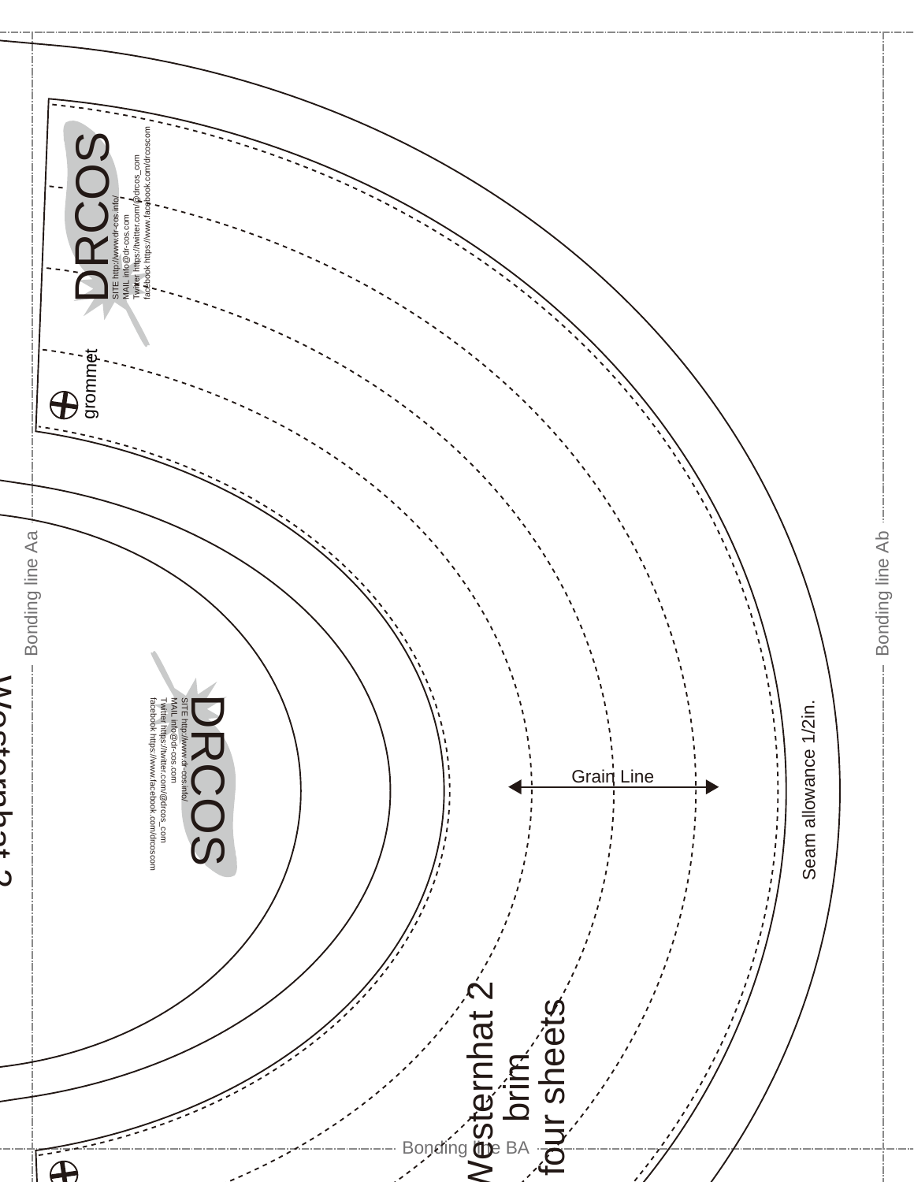DRCOS

SITE http://www.dr-cos.info/
MAIL info@dr-cos.com
Twitter https://twitter.com/@drcos_com
facebook https://www.facebook.com/drcoscom

grommet

Bonding line Aa

Bonding line Ab

DRCOS

SITE http://www.dr-cos.info/
MAIL info@dr-cos.com
Twitter https://twitter.com/@drcos_com
facebook https://www.facebook.com/drcoscom

Grain Line

Seam allowance 1/2in.

Westernhat 2
brim
four sheets

Bonding line BA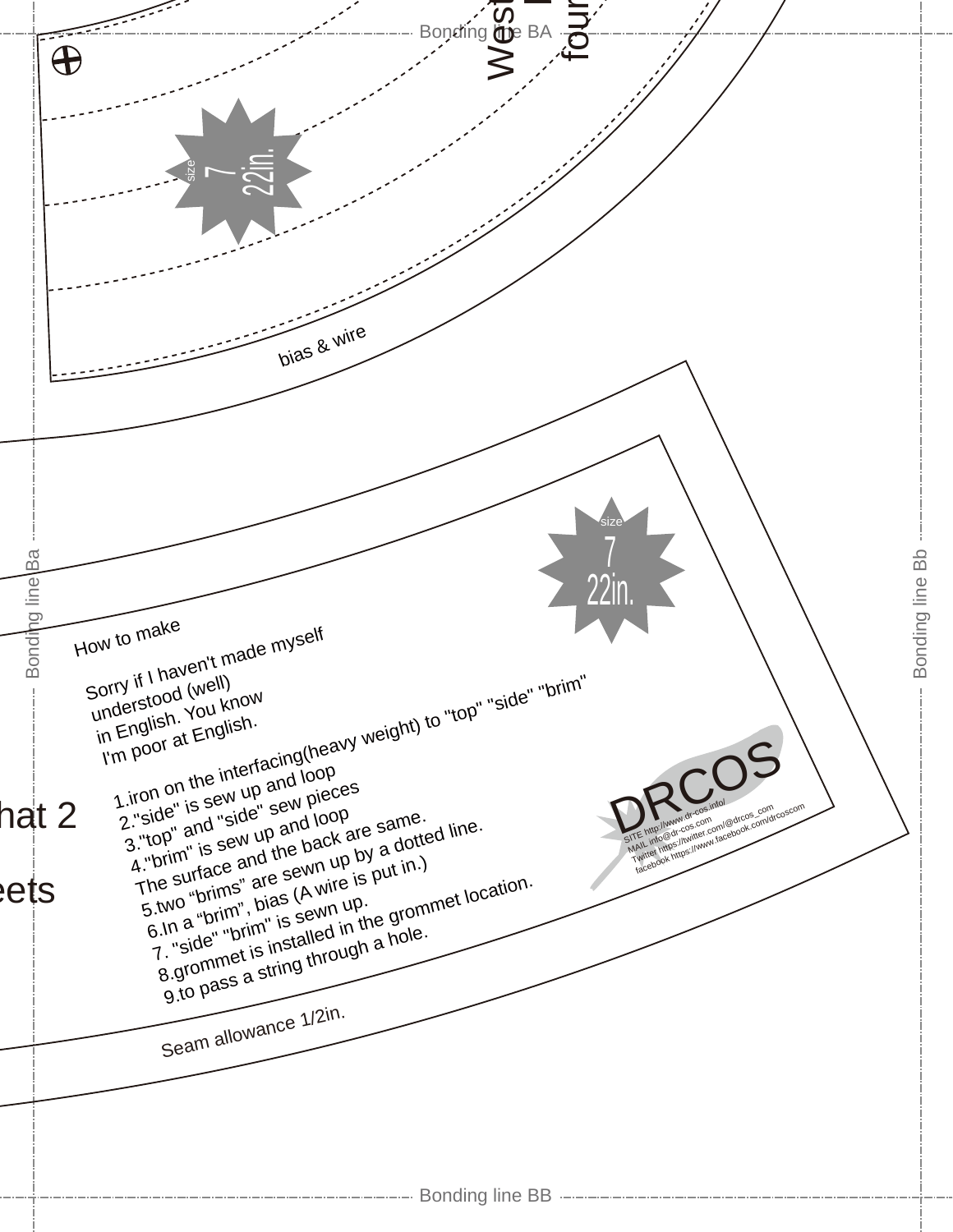Bonding line BA

size 7 22in.

bias & wire

Bonding line Ba

Bonding line Bb

size 7 22in.

How to make

Sorry if I haven't made myself understood (well) in English. You know I'm poor at English.

1. iron on the interfacing(heavy weight) to "top" "side" "brim"
2. "side" is sew up and loop
3. "top" and "side" sew pieces
4. "brim" is sew up and loop
   The surface and the back are same.
5. two "brims" are sewn up by a dotted line.
6. In a "brim", bias (A wire is put in.)
7. "side" "brim" is sewn up.
8. grommet is installed in the grommet location.
9. to pass a string through a hole.

DRCOS

SITE http://www.dr-cos.info/
MAIL info@dr-cos.com
Twitter https://twitter.com/@drcos_com
facebook https://www.facebook.com/drcoscom

hat 2

eets

Seam allowance 1/2in.

Bonding line BB